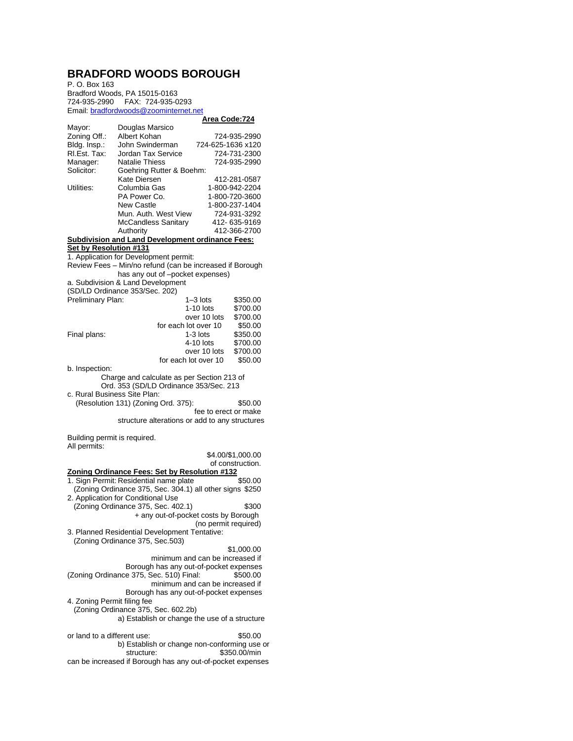# BRADFORD WOODS BOROUGH

P. O. Box 163
Bradford Woods, PA 15015-0163
724-935-2990 FAX: 724-935-0293
Email: bradfordwoods@zoominternet.net

**Area Code:724**

| | | |
|---|---|---|
| Mayor: | Douglas Marsico | |
| Zoning Off.: | Albert Kohan | 724-935-2990 |
| Bldg. Insp.: | John Swinderman | 724-625-1636 x120 |
| Rl.Est. Tax: | Jordan Tax Service | 724-731-2300 |
| Manager: | Natalie Thiess | 724-935-2990 |
| Solicitor: | Goehring Rutter & Boehm: | |
| | Kate Diersen | 412-281-0587 |
| Utilities: | Columbia Gas | 1-800-942-2204 |
| | PA Power Co. | 1-800-720-3600 |
| | New Castle | 1-800-237-1404 |
| | Mun. Auth. West View | 724-931-3292 |
| | McCandless Sanitary Authority | 412- 635-9169 412-366-2700 |

**Subdivision and Land Development ordinance Fees:**
**Set by Resolution #131**

1. Application for Development permit:

Review Fees – Min/no refund (can be increased if Borough has any out of –pocket expenses)

a. Subdivision & Land Development
(SD/LD Ordinance 353/Sec. 202)

| | | |
|---|---|---|
| Preliminary Plan: | 1–3 lots | $350.00 |
| | 1-10 lots | $700.00 |
| | over 10 lots | $700.00 |
| | for each lot over 10 | $50.00 |
| Final plans: | 1-3 lots | $350.00 |
| | 4-10 lots | $700.00 |
| | over 10 lots | $700.00 |
| | for each lot over 10 | $50.00 |

b. Inspection:

Charge and calculate as per Section 213 of Ord. 353 (SD/LD Ordinance 353/Sec. 213

c. Rural Business Site Plan:
(Resolution 131) (Zoning Ord. 375): $50.00

fee to erect or make structure alterations or add to any structures

Building permit is required.

All permits: $4.00/$1,000.00 of construction.

**Zoning Ordinance Fees: Set by Resolution #132**

1. Sign Permit: Residential name plate $50.00
(Zoning Ordinance 375, Sec. 304.1) all other signs $250
2. Application for Conditional Use
(Zoning Ordinance 375, Sec. 402.1) $300
+ any out-of-pocket costs by Borough
(no permit required)
3. Planned Residential Development Tentative:
(Zoning Ordinance 375, Sec.503)
$1,000.00
minimum and can be increased if Borough has any out-of-pocket expenses
(Zoning Ordinance 375, Sec. 510) Final: $500.00
minimum and can be increased if Borough has any out-of-pocket expenses
4. Zoning Permit filing fee
(Zoning Ordinance 375, Sec. 602.2b)
a) Establish or change the use of a structure or land to a different use: $50.00
b) Establish or change non-conforming use or structure: $350.00/min
can be increased if Borough has any out-of-pocket expenses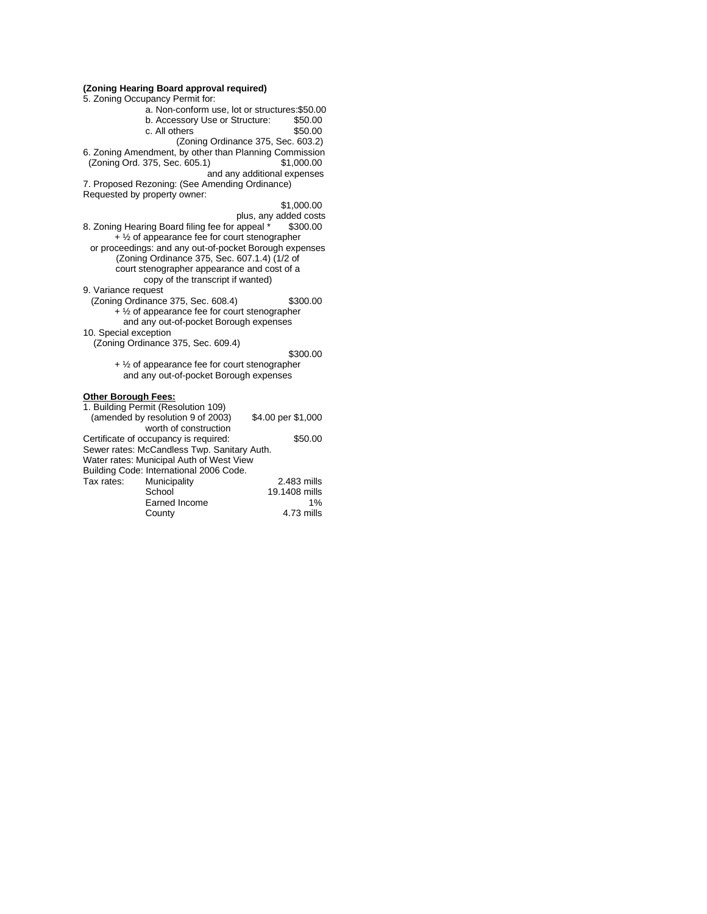**(Zoning Hearing Board approval required)**

5. Zoning Occupancy Permit for:
   - a. Non-conform use, lot or structures: $50.00
   - b. Accessory Use or Structure: $50.00
   - c. All others $50.00

   (Zoning Ordinance 375, Sec. 603.2)

6. Zoning Amendment, by other than Planning Commission (Zoning Ord. 375, Sec. 605.1) $1,000.00 and any additional expenses

7. Proposed Rezoning: (See Amending Ordinance) Requested by property owner: $1,000.00 plus, any added costs

8. Zoning Hearing Board filing fee for appeal * $300.00 + ½ of appearance fee for court stenographer or proceedings: and any out-of-pocket Borough expenses (Zoning Ordinance 375, Sec. 607.1.4) (1/2 of court stenographer appearance and cost of a copy of the transcript if wanted)

9. Variance request (Zoning Ordinance 375, Sec. 608.4) $300.00 + ½ of appearance fee for court stenographer and any out-of-pocket Borough expenses

10. Special exception (Zoning Ordinance 375, Sec. 609.4) $300.00 + ½ of appearance fee for court stenographer and any out-of-pocket Borough expenses

**Other Borough Fees:**

1. Building Permit (Resolution 109) (amended by resolution 9 of 2003) $4.00 per $1,000 worth of construction

Certificate of occupancy is required: $50.00

Sewer rates: McCandless Twp. Sanitary Auth.

Water rates: Municipal Auth of West View

Building Code: International 2006 Code.

| | | |
|---|---|---|
| Tax rates: | Municipality | 2.483 mills |
| | School | 19.1408 mills |
| | Earned Income | 1% |
| | County | 4.73 mills |